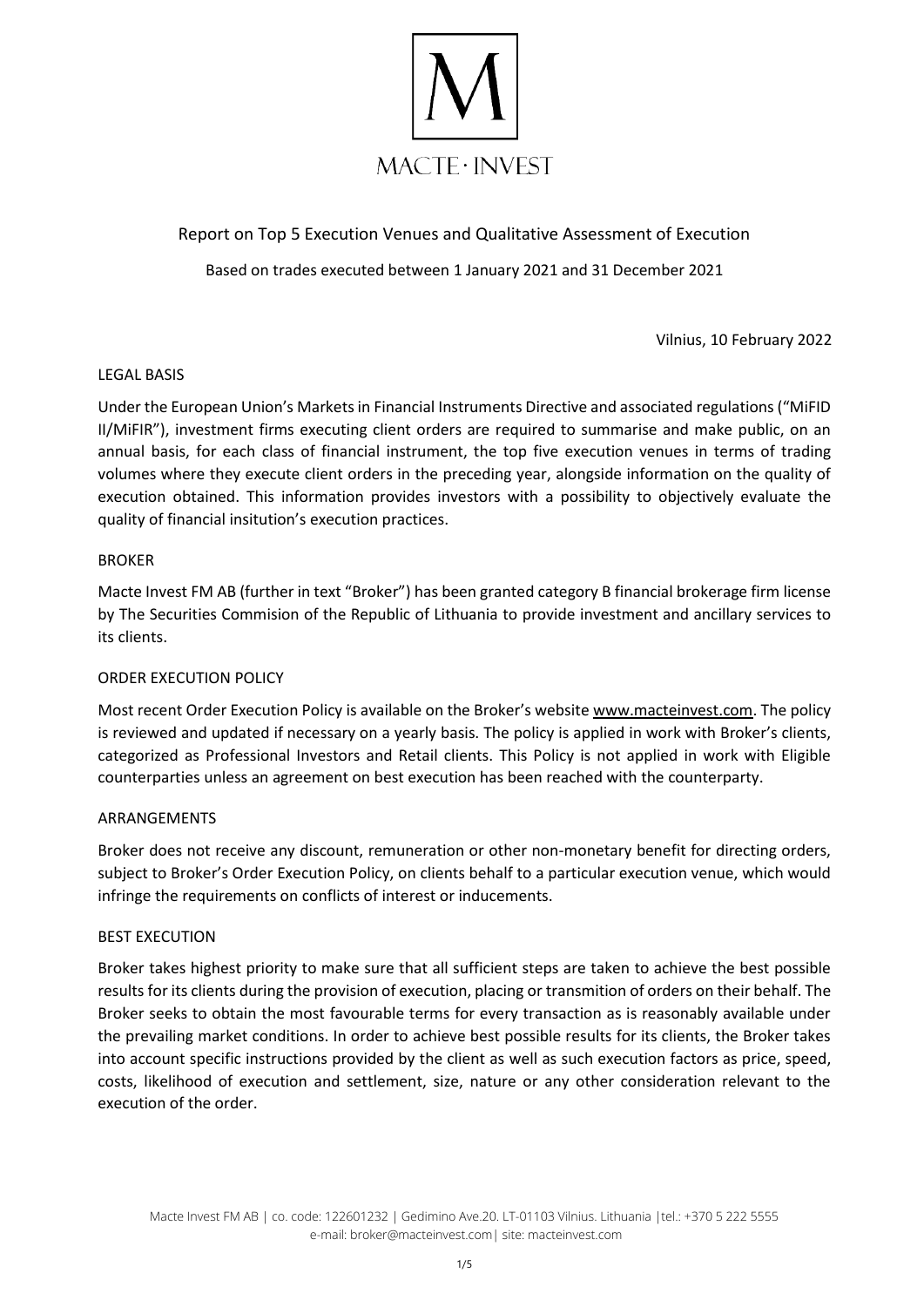MACTE · INVEST

# Report on Top 5 Execution Venues and Qualitative Assessment of Execution

Based on trades executed between 1 January 2021 and 31 December 2021

Vilnius, 10 February 2022

## LEGAL BASIS

Under the European Union's Markets in Financial Instruments Directive and associated regulations ("MiFID II/MiFIR"), investment firms executing client orders are required to summarise and make public, on an annual basis, for each class of financial instrument, the top five execution venues in terms of trading volumes where they execute client orders in the preceding year, alongside information on the quality of execution obtained. This information provides investors with a possibility to objectively evaluate the quality of financial insitution's execution practices.

## BROKER

Macte Invest FM AB (further in text "Broker") has been granted category B financial brokerage firm license by The Securities Commision of the Republic of Lithuania to provide investment and ancillary services to its clients.

## ORDER EXECUTION POLICY

Most recent Order Execution Policy is available on the Broker's website www.macteinvest.com. The policy is reviewed and updated if necessary on a yearly basis. The policy is applied in work with Broker's clients, categorized as Professional Investors and Retail clients. This Policy is not applied in work with Eligible counterparties unless an agreement on best execution has been reached with the counterparty.

## ARRANGEMENTS

Broker does not receive any discount, remuneration or other non-monetary benefit for directing orders, subject to Broker's Order Execution Policy, on clients behalf to a particular execution venue, which would infringe the requirements on conflicts of interest or inducements.

## BEST EXECUTION

Broker takes highest priority to make sure that all sufficient steps are taken to achieve the best possible results for its clients during the provision of execution, placing or transmition of orders on their behalf. The Broker seeks to obtain the most favourable terms for every transaction as is reasonably available under the prevailing market conditions. In order to achieve best possible results for its clients, the Broker takes into account specific instructions provided by the client as well as such execution factors as price, speed, costs, likelihood of execution and settlement, size, nature or any other consideration relevant to the execution of the order.

Macte Invest FM AB | co. code: 122601232 | Gedimino Ave.20. LT-01103 Vilnius. Lithuania |tel.: +370 5 222 5555
e-mail: broker@macteinvest.com| site: macteinvest.com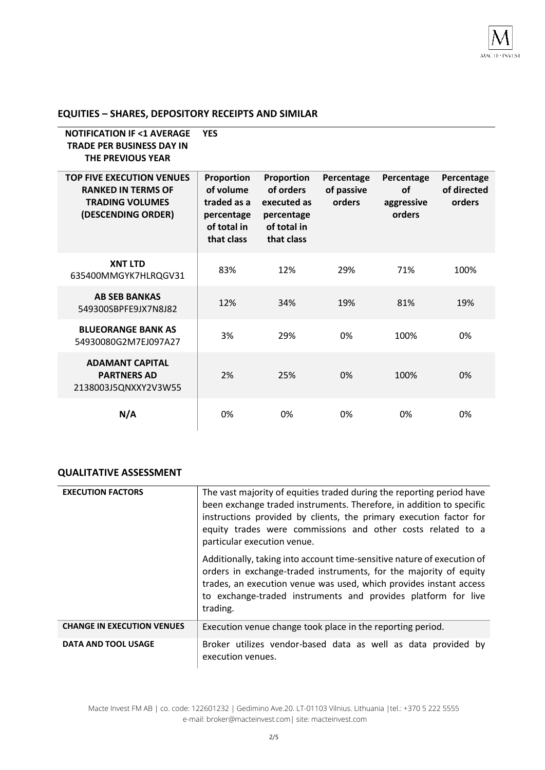## EQUITIES – SHARES, DEPOSITORY RECEIPTS AND SIMILAR

| NOTIFICATION IF <1 AVERAGE TRADE PER BUSINESS DAY IN THE PREVIOUS YEAR | YES | | | | |
|---|---|---|---|---|---|
| **TOP FIVE EXECUTION VENUES RANKED IN TERMS OF TRADING VOLUMES (DESCENDING ORDER)** | **Proportion of volume traded as a percentage of total in that class** | **Proportion of orders executed as percentage of total in that class** | **Percentage of passive orders** | **Percentage of aggressive orders** | **Percentage of directed orders** |
| **XNT LTD** 635400MMGYK7HLRQGV31 | 83% | 12% | 29% | 71% | 100% |
| **AB SEB BANKAS** 549300SBPFE9JX7N8J82 | 12% | 34% | 19% | 81% | 19% |
| **BLUEORANGE BANK AS** 54930080G2M7EJ097A27 | 3% | 29% | 0% | 100% | 0% |
| **ADAMANT CAPITAL PARTNERS AD** 2138003J5QNXXY2V3W55 | 2% | 25% | 0% | 100% | 0% |
| **N/A** | 0% | 0% | 0% | 0% | 0% |

## QUALITATIVE ASSESSMENT

| | |
|---|---|
| **EXECUTION FACTORS** | The vast majority of equities traded during the reporting period have been exchange traded instruments. Therefore, in addition to specific instructions provided by clients, the primary execution factor for equity trades were commissions and other costs related to a particular execution venue.<br><br>Additionally, taking into account time-sensitive nature of execution of orders in exchange-traded instruments, for the majority of equity trades, an execution venue was used, which provides instant access to exchange-traded instruments and provides platform for live trading. |
| **CHANGE IN EXECUTION VENUES** | Execution venue change took place in the reporting period. |
| **DATA AND TOOL USAGE** | Broker utilizes vendor-based data as well as data provided by execution venues. |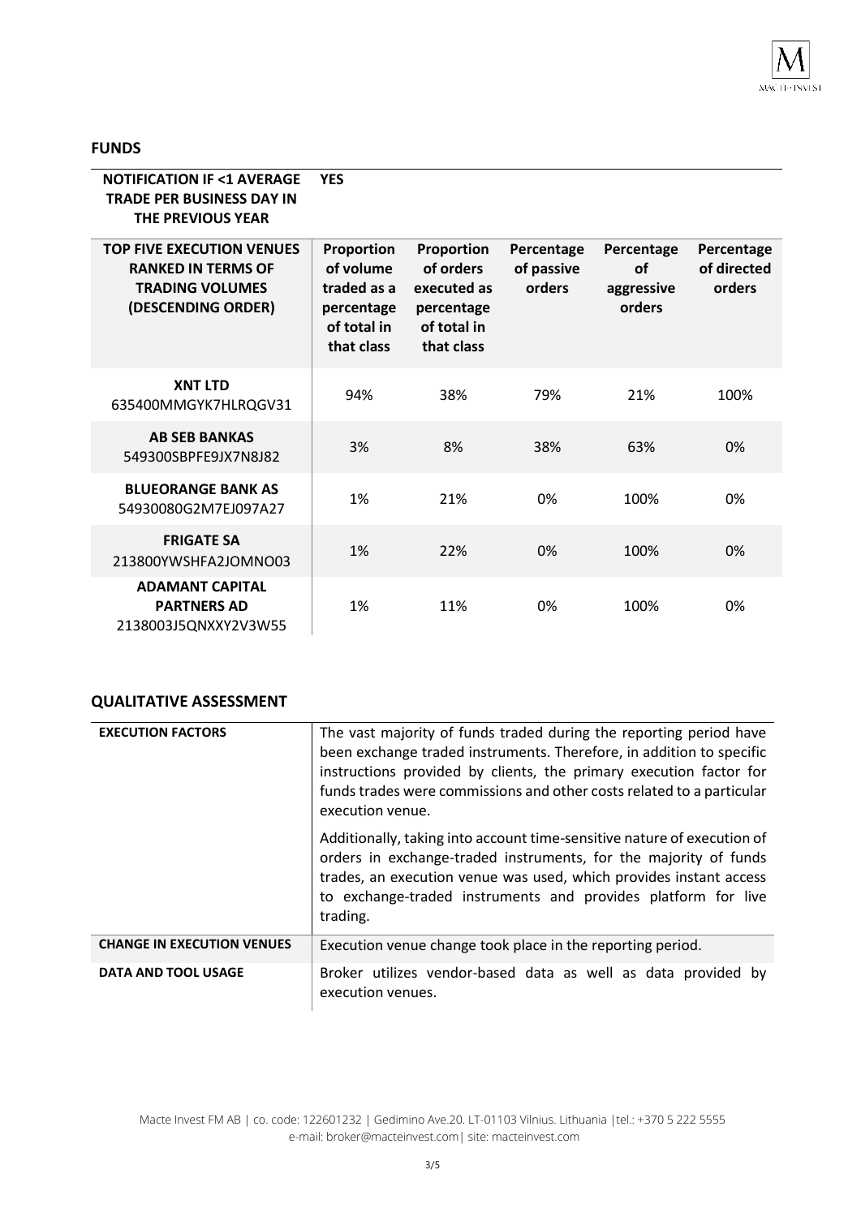## FUNDS

| NOTIFICATION IF <1 AVERAGE TRADE PER BUSINESS DAY IN THE PREVIOUS YEAR | YES | | | | |
|---|---|---|---|---|---|
| **TOP FIVE EXECUTION VENUES RANKED IN TERMS OF TRADING VOLUMES (DESCENDING ORDER)** | **Proportion of volume traded as a percentage of total in that class** | **Proportion of orders executed as percentage of total in that class** | **Percentage of passive orders** | **Percentage of aggressive orders** | **Percentage of directed orders** |
| **XNT LTD** 635400MMGYK7HLRQGV31 | 94% | 38% | 79% | 21% | 100% |
| **AB SEB BANKAS** 549300SBPFE9JX7N8J82 | 3% | 8% | 38% | 63% | 0% |
| **BLUEORANGE BANK AS** 54930080G2M7EJ097A27 | 1% | 21% | 0% | 100% | 0% |
| **FRIGATE SA** 213800YWSHFA2JOMNO03 | 1% | 22% | 0% | 100% | 0% |
| **ADAMANT CAPITAL PARTNERS AD** 2138003J5QNXXY2V3W55 | 1% | 11% | 0% | 100% | 0% |

## QUALITATIVE ASSESSMENT

| | |
|---|---|
| **EXECUTION FACTORS** | The vast majority of funds traded during the reporting period have been exchange traded instruments. Therefore, in addition to specific instructions provided by clients, the primary execution factor for funds trades were commissions and other costs related to a particular execution venue.<br><br>Additionally, taking into account time-sensitive nature of execution of orders in exchange-traded instruments, for the majority of funds trades, an execution venue was used, which provides instant access to exchange-traded instruments and provides platform for live trading. |
| **CHANGE IN EXECUTION VENUES** | Execution venue change took place in the reporting period. |
| **DATA AND TOOL USAGE** | Broker utilizes vendor-based data as well as data provided by execution venues. |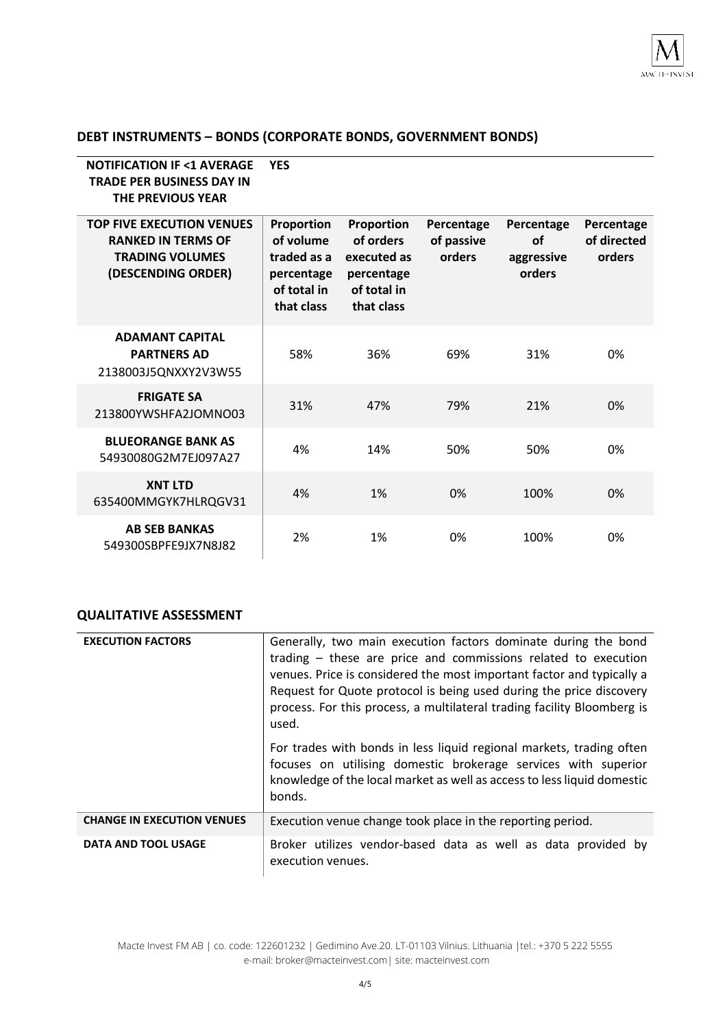## DEBT INSTRUMENTS – BONDS (CORPORATE BONDS, GOVERNMENT BONDS)

| NOTIFICATION IF <1 AVERAGE TRADE PER BUSINESS DAY IN THE PREVIOUS YEAR | YES | | | | |
|---|---|---|---|---|---|
| **TOP FIVE EXECUTION VENUES RANKED IN TERMS OF TRADING VOLUMES (DESCENDING ORDER)** | **Proportion of volume traded as a percentage of total in that class** | **Proportion of orders executed as percentage of total in that class** | **Percentage of passive orders** | **Percentage of aggressive orders** | **Percentage of directed orders** |
| **ADAMANT CAPITAL PARTNERS AD** 2138003J5QNXXY2V3W55 | 58% | 36% | 69% | 31% | 0% |
| **FRIGATE SA** 213800YWSHFA2JOMNO03 | 31% | 47% | 79% | 21% | 0% |
| **BLUEORANGE BANK AS** 54930080G2M7EJ097A27 | 4% | 14% | 50% | 50% | 0% |
| **XNT LTD** 635400MMGYK7HLRQGV31 | 4% | 1% | 0% | 100% | 0% |
| **AB SEB BANKAS** 549300SBPFE9JX7N8J82 | 2% | 1% | 0% | 100% | 0% |

## QUALITATIVE ASSESSMENT

| | |
|---|---|
| **EXECUTION FACTORS** | Generally, two main execution factors dominate during the bond trading – these are price and commissions related to execution venues. Price is considered the most important factor and typically a Request for Quote protocol is being used during the price discovery process. For this process, a multilateral trading facility Bloomberg is used.<br><br>For trades with bonds in less liquid regional markets, trading often focuses on utilising domestic brokerage services with superior knowledge of the local market as well as access to less liquid domestic bonds. |
| **CHANGE IN EXECUTION VENUES** | Execution venue change took place in the reporting period. |
| **DATA AND TOOL USAGE** | Broker utilizes vendor-based data as well as data provided by execution venues. |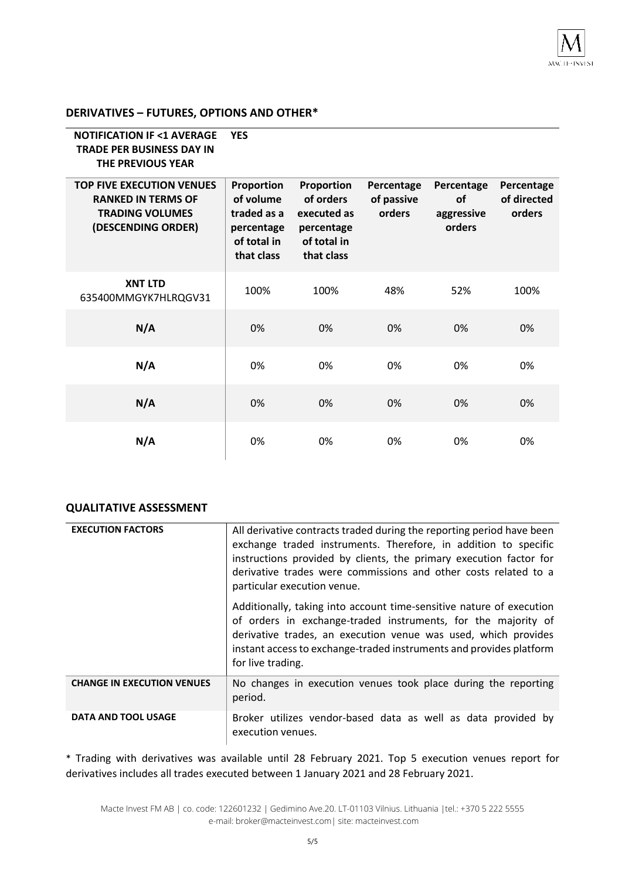## DERIVATIVES – FUTURES, OPTIONS AND OTHER*

| NOTIFICATION IF <1 AVERAGE TRADE PER BUSINESS DAY IN THE PREVIOUS YEAR | YES | | | | |
|---|---|---|---|---|---|
| **TOP FIVE EXECUTION VENUES RANKED IN TERMS OF TRADING VOLUMES (DESCENDING ORDER)** | **Proportion of volume traded as a percentage of total in that class** | **Proportion of orders executed as percentage of total in that class** | **Percentage of passive orders** | **Percentage of aggressive orders** | **Percentage of directed orders** |
| **XNT LTD** 635400MMGYK7HLRQGV31 | 100% | 100% | 48% | 52% | 100% |
| **N/A** | 0% | 0% | 0% | 0% | 0% |
| **N/A** | 0% | 0% | 0% | 0% | 0% |
| **N/A** | 0% | 0% | 0% | 0% | 0% |
| **N/A** | 0% | 0% | 0% | 0% | 0% |

## QUALITATIVE ASSESSMENT

| | |
|---|---|
| **EXECUTION FACTORS** | All derivative contracts traded during the reporting period have been exchange traded instruments. Therefore, in addition to specific instructions provided by clients, the primary execution factor for derivative trades were commissions and other costs related to a particular execution venue.<br><br>Additionally, taking into account time-sensitive nature of execution of orders in exchange-traded instruments, for the majority of derivative trades, an execution venue was used, which provides instant access to exchange-traded instruments and provides platform for live trading. |
| **CHANGE IN EXECUTION VENUES** | No changes in execution venues took place during the reporting period. |
| **DATA AND TOOL USAGE** | Broker utilizes vendor-based data as well as data provided by execution venues. |

* Trading with derivatives was available until 28 February 2021. Top 5 execution venues report for derivatives includes all trades executed between 1 January 2021 and 28 February 2021.

Macte Invest FM AB | co. code: 122601232 | Gedimino Ave.20. LT-01103 Vilnius. Lithuania |tel.: +370 5 222 5555
e-mail: broker@macteinvest.com| site: macteinvest.com